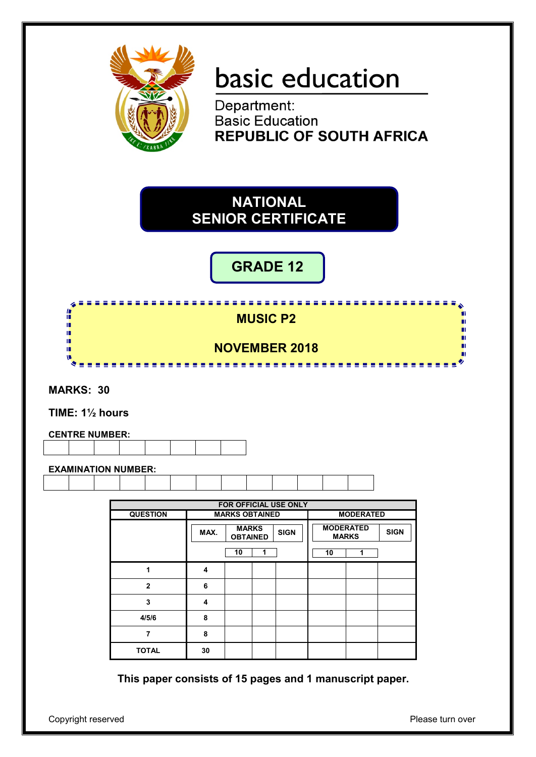basic education

Department:
Basic Education
**REPUBLIC OF SOUTH AFRICA**

# NATIONAL SENIOR CERTIFICATE

## GRADE 12

## MUSIC P2

## NOVEMBER 2018

**MARKS: 30**

**TIME: 1½ hours**

**CENTRE NUMBER:**

| | | | | | | | |
|---|---|---|---|---|---|---|---|
| | | | | | | | |

**EXAMINATION NUMBER:**

| | | | | | | | | | | | | |
|---|---|---|---|---|---|---|---|---|---|---|---|---|
| | | | | | | | | | | | | |

| FOR OFFICIAL USE ONLY | | | | | | | |
|---|---|---|---|---|---|---|---|
| QUESTION | MARKS OBTAINED | | | | MODERATED | | |
| | MAX. | MARKS OBTAINED | | SIGN | MODERATED MARKS | | SIGN |
| | | 10 | 1 | | 10 | 1 | |
| 1 | 4 | | | | | | |
| 2 | 6 | | | | | | |
| 3 | 4 | | | | | | |
| 4/5/6 | 8 | | | | | | |
| 7 | 8 | | | | | | |
| TOTAL | 30 | | | | | | |

**This paper consists of 15 pages and 1 manuscript paper.**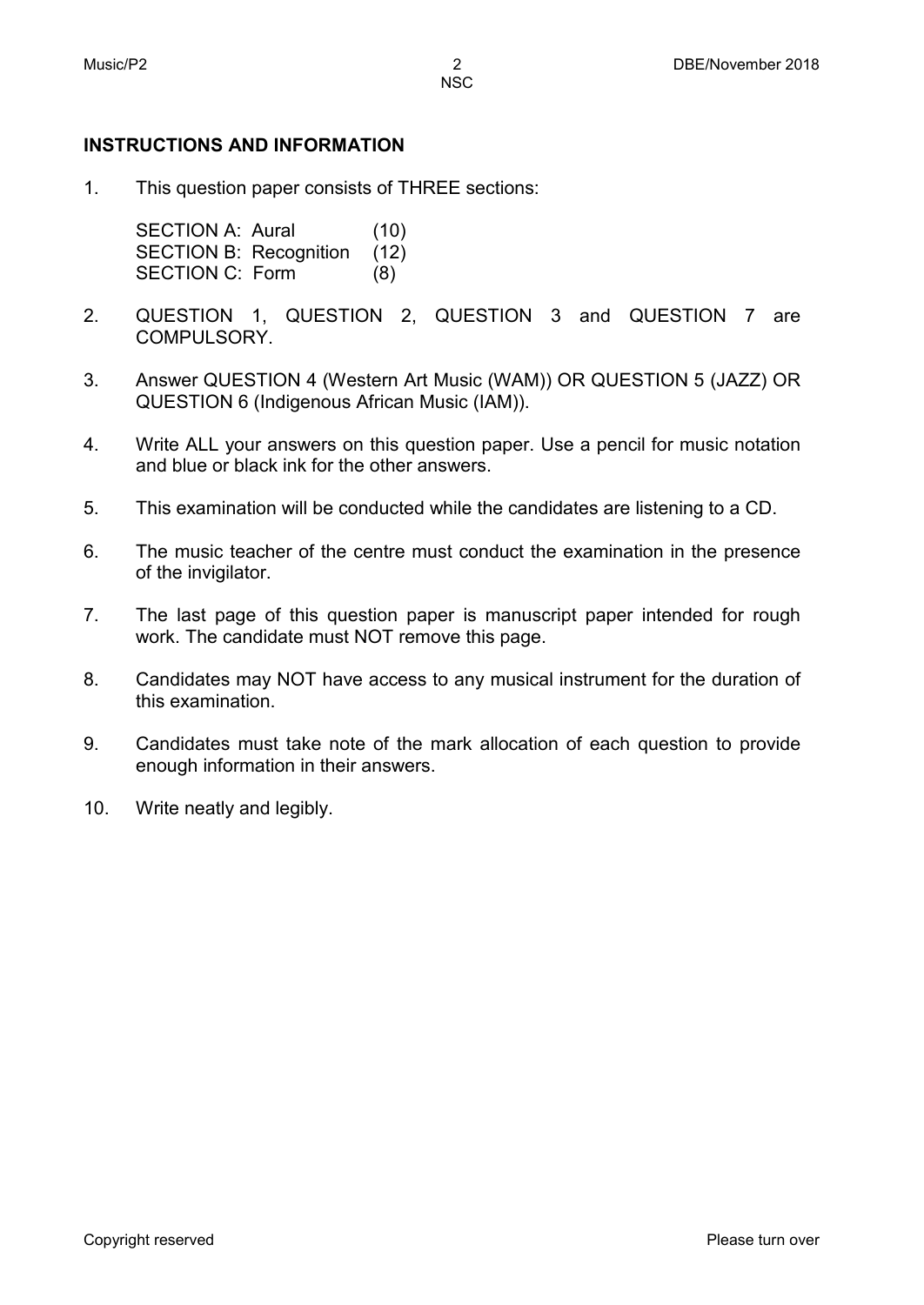**INSTRUCTIONS AND INFORMATION**

1. This question paper consists of THREE sections:

   SECTION A: Aural (10)
   SECTION B: Recognition (12)
   SECTION C: Form (8)

2. QUESTION 1, QUESTION 2, QUESTION 3 and QUESTION 7 are COMPULSORY.

3. Answer QUESTION 4 (Western Art Music (WAM)) OR QUESTION 5 (JAZZ) OR QUESTION 6 (Indigenous African Music (IAM)).

4. Write ALL your answers on this question paper. Use a pencil for music notation and blue or black ink for the other answers.

5. This examination will be conducted while the candidates are listening to a CD.

6. The music teacher of the centre must conduct the examination in the presence of the invigilator.

7. The last page of this question paper is manuscript paper intended for rough work. The candidate must NOT remove this page.

8. Candidates may NOT have access to any musical instrument for the duration of this examination.

9. Candidates must take note of the mark allocation of each question to provide enough information in their answers.

10. Write neatly and legibly.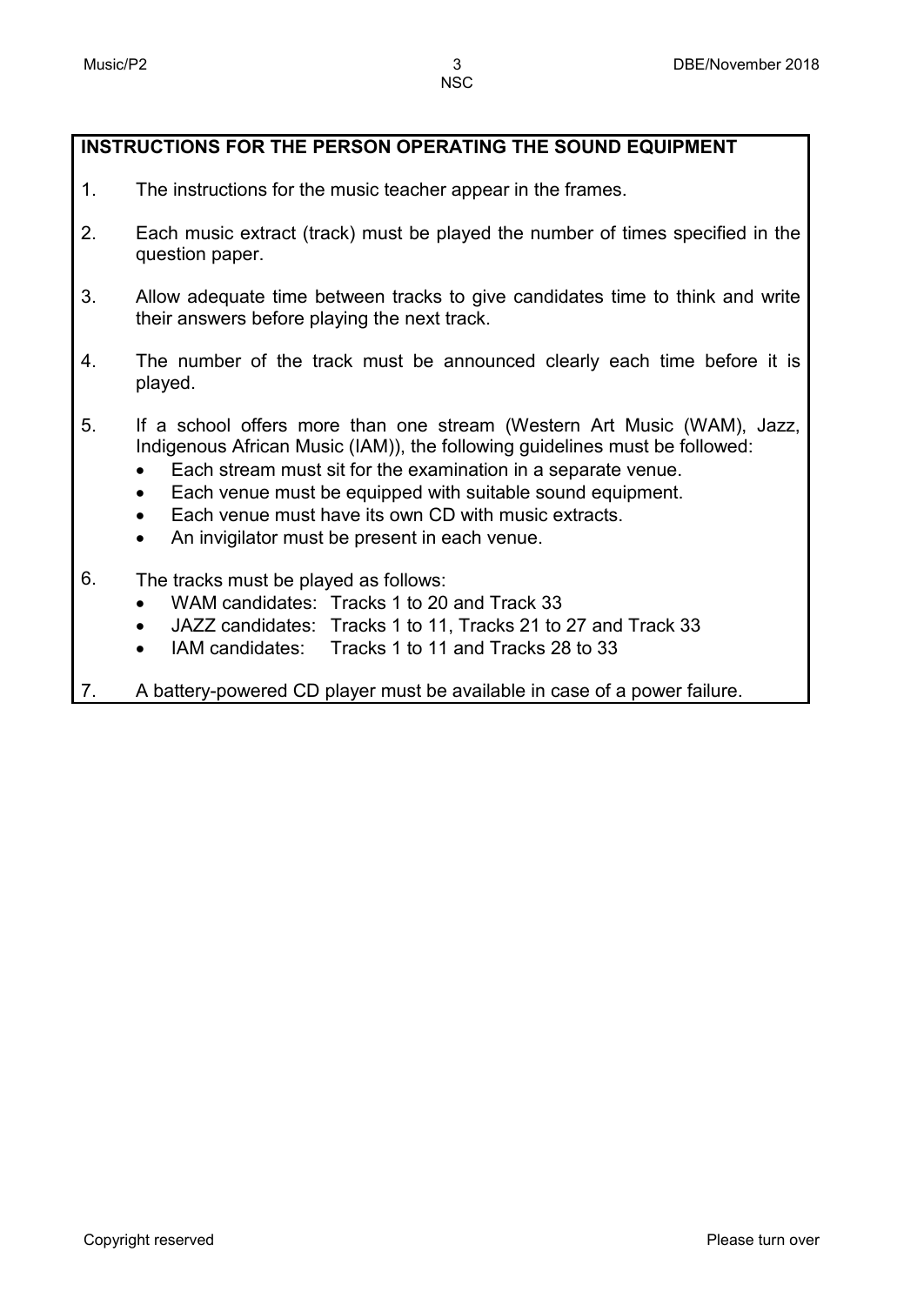## INSTRUCTIONS FOR THE PERSON OPERATING THE SOUND EQUIPMENT

1. The instructions for the music teacher appear in the frames.

2. Each music extract (track) must be played the number of times specified in the question paper.

3. Allow adequate time between tracks to give candidates time to think and write their answers before playing the next track.

4. The number of the track must be announced clearly each time before it is played.

5. If a school offers more than one stream (Western Art Music (WAM), Jazz, Indigenous African Music (IAM)), the following guidelines must be followed:
   - Each stream must sit for the examination in a separate venue.
   - Each venue must be equipped with suitable sound equipment.
   - Each venue must have its own CD with music extracts.
   - An invigilator must be present in each venue.

6. The tracks must be played as follows:
   - WAM candidates: Tracks 1 to 20 and Track 33
   - JAZZ candidates: Tracks 1 to 11, Tracks 21 to 27 and Track 33
   - IAM candidates: Tracks 1 to 11 and Tracks 28 to 33

7. A battery-powered CD player must be available in case of a power failure.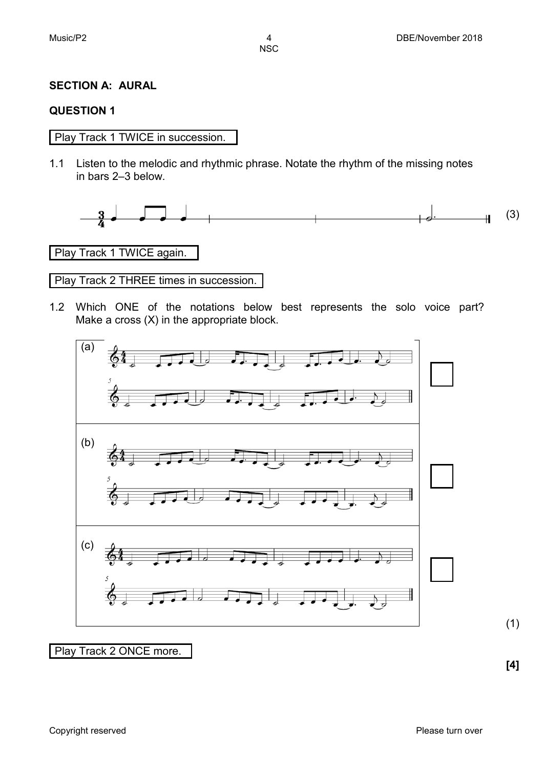## SECTION A: AURAL

### QUESTION 1

Play Track 1 TWICE in succession.

1.1 Listen to the melodic and rhythmic phrase. Notate the rhythm of the missing notes in bars 2–3 below. (3)

Play Track 1 TWICE again.

Play Track 2 THREE times in succession.

1.2 Which ONE of the notations below best represents the solo voice part? Make a cross (X) in the appropriate block.

| Option | |
|---|---|
| (a) | ☐ |
| (b) | ☐ |
| (c) | ☐ |

(1)

Play Track 2 ONCE more.

**[4]**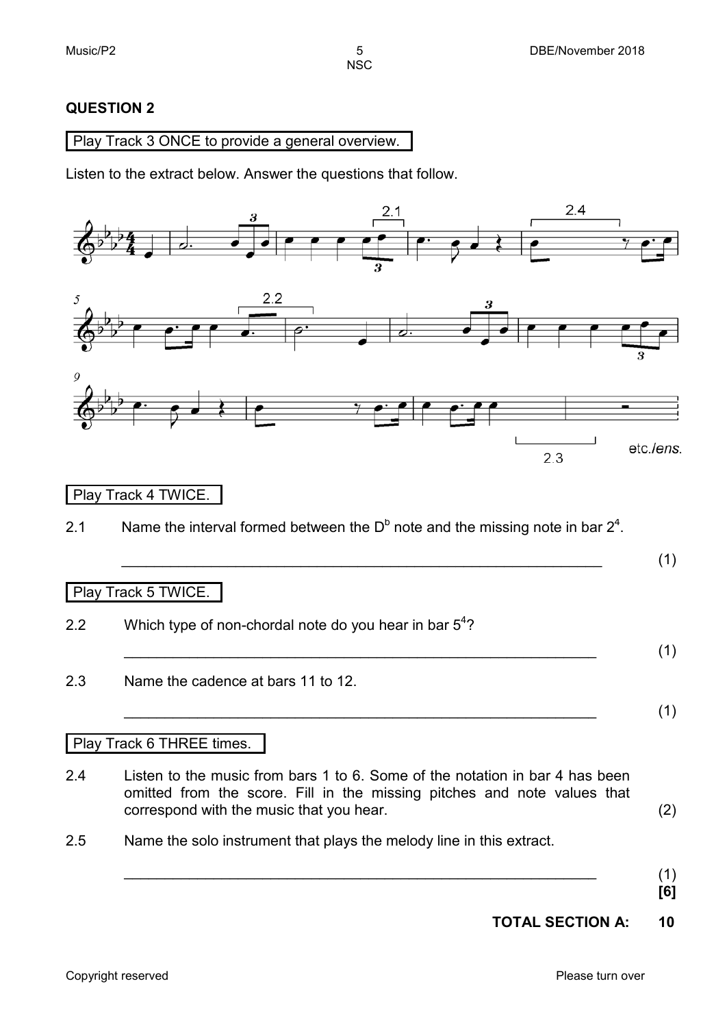## QUESTION 2

Play Track 3 ONCE to provide a general overview.

Listen to the extract below. Answer the questions that follow.

Play Track 4 TWICE.

2.1 Name the interval formed between the D$^b$ note and the missing note in bar $2^4$.

___________________________________________________________ (1)

Play Track 5 TWICE.

2.2 Which type of non-chordal note do you hear in bar $5^4$?

___________________________________________________________ (1)

2.3 Name the cadence at bars 11 to 12.

___________________________________________________________ (1)

Play Track 6 THREE times.

2.4 Listen to the music from bars 1 to 6. Some of the notation in bar 4 has been omitted from the score. Fill in the missing pitches and note values that correspond with the music that you hear. (2)

2.5 Name the solo instrument that plays the melody line in this extract.

___________________________________________________________ (1)

**[6]**

**TOTAL SECTION A: 10**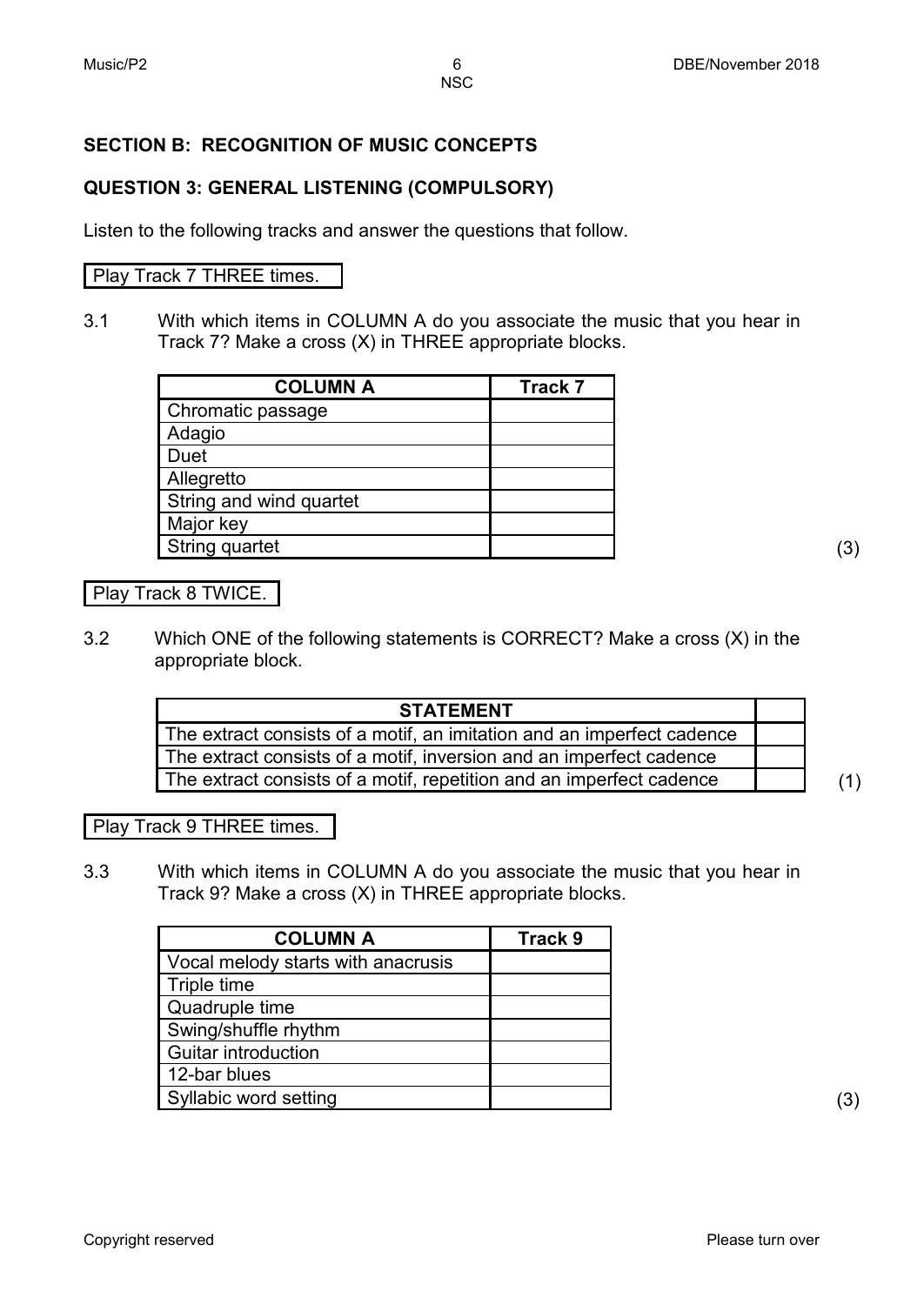## SECTION B: RECOGNITION OF MUSIC CONCEPTS

### QUESTION 3: GENERAL LISTENING (COMPULSORY)

Listen to the following tracks and answer the questions that follow.

Play Track 7 THREE times.

3.1 With which items in COLUMN A do you associate the music that you hear in Track 7? Make a cross (X) in THREE appropriate blocks.

| COLUMN A | Track 7 |
|---|---|
| Chromatic passage | |
| Adagio | |
| Duet | |
| Allegretto | |
| String and wind quartet | |
| Major key | |
| String quartet | |

(3)

Play Track 8 TWICE.

3.2 Which ONE of the following statements is CORRECT? Make a cross (X) in the appropriate block.

| STATEMENT | |
|---|---|
| The extract consists of a motif, an imitation and an imperfect cadence | |
| The extract consists of a motif, inversion and an imperfect cadence | |
| The extract consists of a motif, repetition and an imperfect cadence | |

(1)

Play Track 9 THREE times.

3.3 With which items in COLUMN A do you associate the music that you hear in Track 9? Make a cross (X) in THREE appropriate blocks.

| COLUMN A | Track 9 |
|---|---|
| Vocal melody starts with anacrusis | |
| Triple time | |
| Quadruple time | |
| Swing/shuffle rhythm | |
| Guitar introduction | |
| 12-bar blues | |
| Syllabic word setting | |

(3)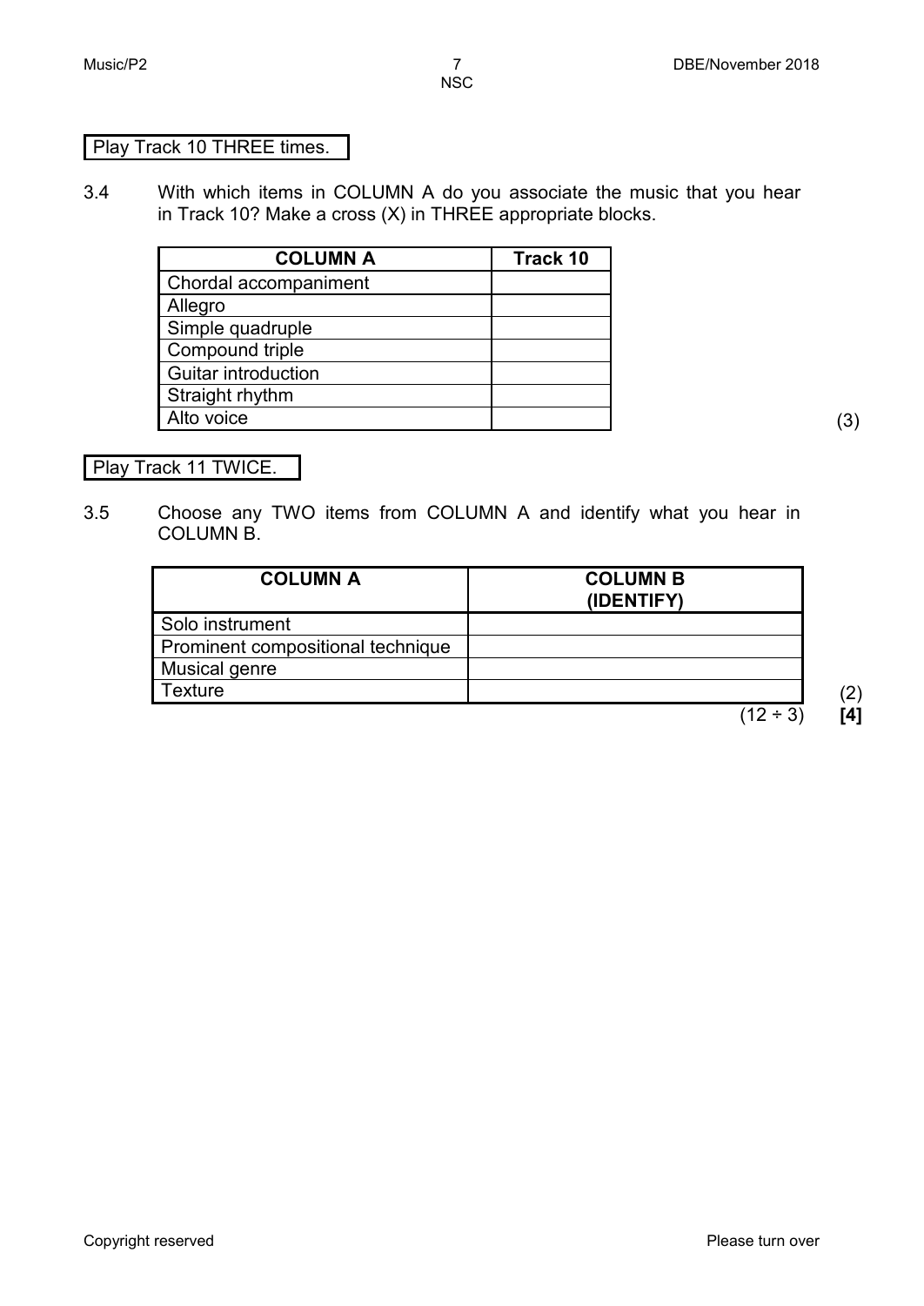Play Track 10 THREE times.

3.4 With which items in COLUMN A do you associate the music that you hear in Track 10? Make a cross (X) in THREE appropriate blocks.

| COLUMN A | Track 10 |
|---|---|
| Chordal accompaniment | |
| Allegro | |
| Simple quadruple | |
| Compound triple | |
| Guitar introduction | |
| Straight rhythm | |
| Alto voice | |

(3)

Play Track 11 TWICE.

3.5 Choose any TWO items from COLUMN A and identify what you hear in COLUMN B.

| COLUMN A | COLUMN B (IDENTIFY) |
|---|---|
| Solo instrument | |
| Prominent compositional technique | |
| Musical genre | |
| Texture | |

(2)

(12 ÷ 3) **[4]**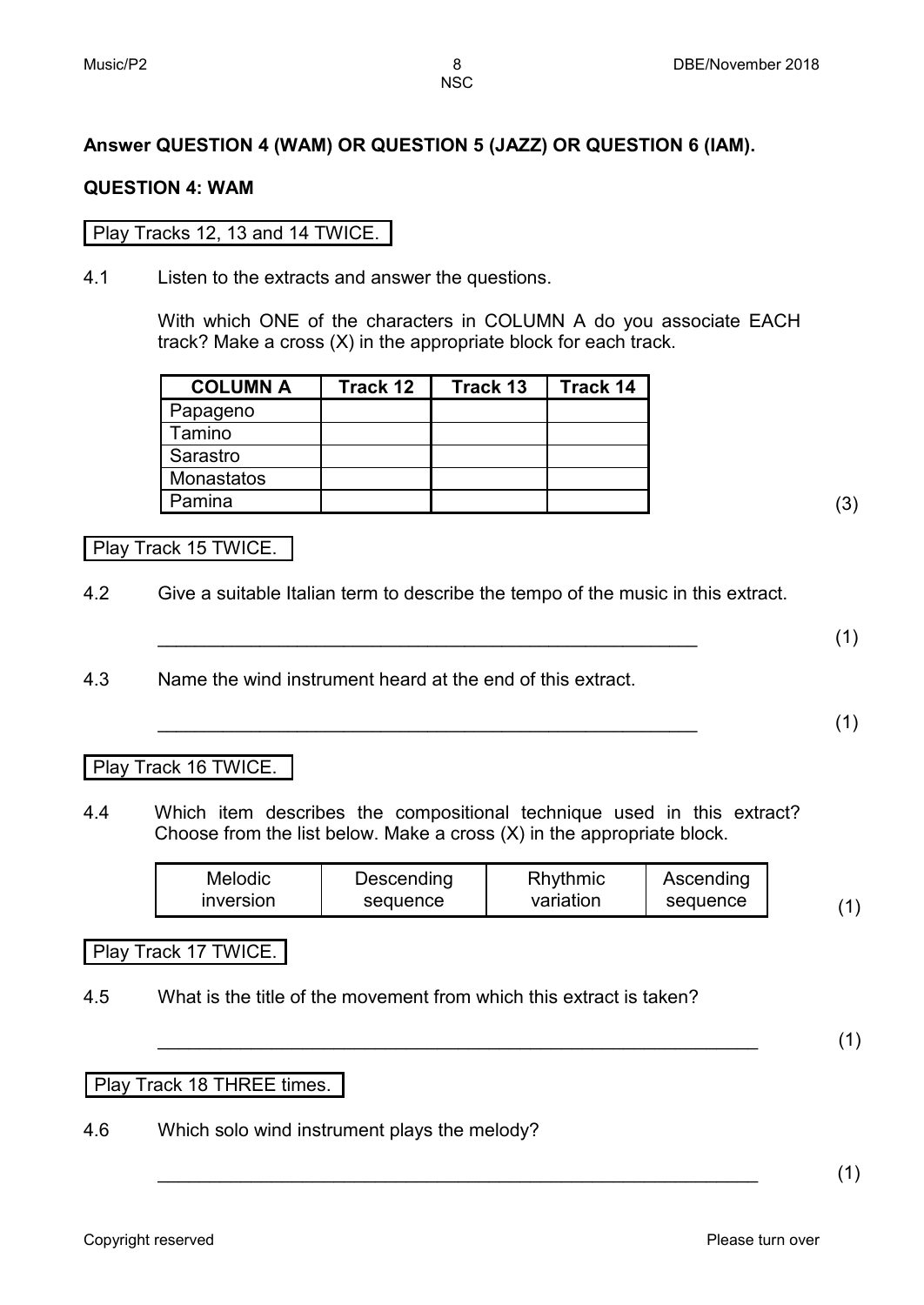**Answer QUESTION 4 (WAM) OR QUESTION 5 (JAZZ) OR QUESTION 6 (IAM).**

## QUESTION 4: WAM

Play Tracks 12, 13 and 14 TWICE.

4.1 Listen to the extracts and answer the questions.

With which ONE of the characters in COLUMN A do you associate EACH track? Make a cross (X) in the appropriate block for each track.

| COLUMN A | Track 12 | Track 13 | Track 14 |
|---|---|---|---|
| Papageno | | | |
| Tamino | | | |
| Sarastro | | | |
| Monastatos | | | |
| Pamina | | | |

(3)

Play Track 15 TWICE.

4.2 Give a suitable Italian term to describe the tempo of the music in this extract.

\_\_\_\_\_\_\_\_\_\_\_\_\_\_\_\_\_\_\_\_\_\_\_\_\_\_\_\_\_\_\_\_\_\_\_\_\_\_\_\_\_\_\_\_\_\_\_\_\_\_ (1)

4.3 Name the wind instrument heard at the end of this extract.

\_\_\_\_\_\_\_\_\_\_\_\_\_\_\_\_\_\_\_\_\_\_\_\_\_\_\_\_\_\_\_\_\_\_\_\_\_\_\_\_\_\_\_\_\_\_\_\_\_\_ (1)

Play Track 16 TWICE.

4.4 Which item describes the compositional technique used in this extract? Choose from the list below. Make a cross (X) in the appropriate block.

| Melodic inversion | Descending sequence | Rhythmic variation | Ascending sequence |
|---|---|---|---|

(1)

Play Track 17 TWICE.

4.5 What is the title of the movement from which this extract is taken?

\_\_\_\_\_\_\_\_\_\_\_\_\_\_\_\_\_\_\_\_\_\_\_\_\_\_\_\_\_\_\_\_\_\_\_\_\_\_\_\_\_\_\_\_\_\_\_\_\_\_\_\_\_\_\_\_ (1)

Play Track 18 THREE times.

4.6 Which solo wind instrument plays the melody?

\_\_\_\_\_\_\_\_\_\_\_\_\_\_\_\_\_\_\_\_\_\_\_\_\_\_\_\_\_\_\_\_\_\_\_\_\_\_\_\_\_\_\_\_\_\_\_\_\_\_\_\_\_\_\_\_ (1)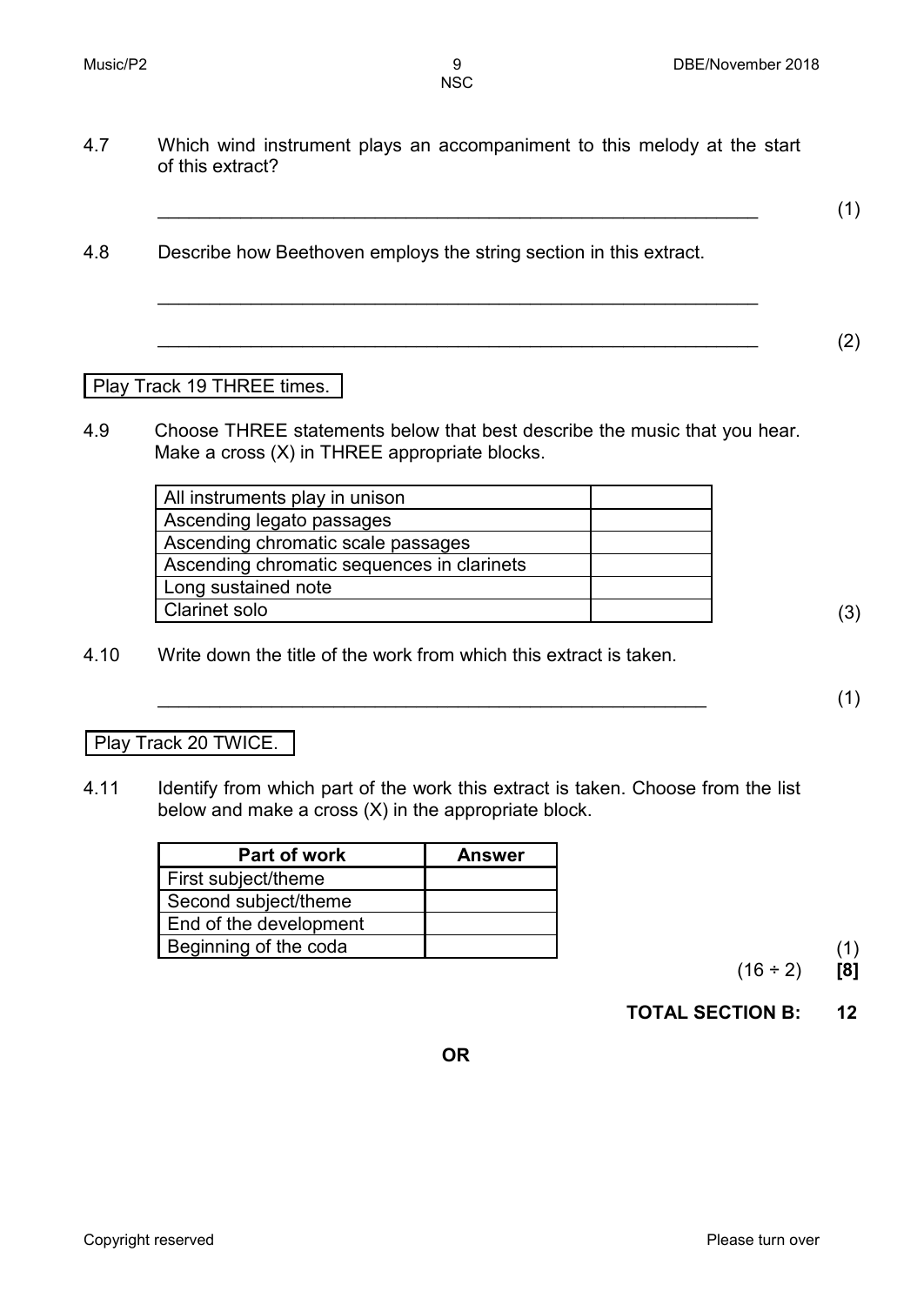4.7 Which wind instrument plays an accompaniment to this melody at the start of this extract?

\_\_\_\_\_\_\_\_\_\_\_\_\_\_\_\_\_\_\_\_\_\_\_\_\_\_\_\_\_\_\_\_\_\_\_\_\_\_\_\_\_\_\_\_\_\_\_\_\_\_\_\_\_\_\_\_\_\_ (1)

4.8 Describe how Beethoven employs the string section in this extract.

\_\_\_\_\_\_\_\_\_\_\_\_\_\_\_\_\_\_\_\_\_\_\_\_\_\_\_\_\_\_\_\_\_\_\_\_\_\_\_\_\_\_\_\_\_\_\_\_\_\_\_\_\_\_\_\_\_\_

\_\_\_\_\_\_\_\_\_\_\_\_\_\_\_\_\_\_\_\_\_\_\_\_\_\_\_\_\_\_\_\_\_\_\_\_\_\_\_\_\_\_\_\_\_\_\_\_\_\_\_\_\_\_\_\_\_\_ (2)

Play Track 19 THREE times.

4.9 Choose THREE statements below that best describe the music that you hear. Make a cross (X) in THREE appropriate blocks.

| | |
|---|---|
| All instruments play in unison | |
| Ascending legato passages | |
| Ascending chromatic scale passages | |
| Ascending chromatic sequences in clarinets | |
| Long sustained note | |
| Clarinet solo | |

(3)

4.10 Write down the title of the work from which this extract is taken.

\_\_\_\_\_\_\_\_\_\_\_\_\_\_\_\_\_\_\_\_\_\_\_\_\_\_\_\_\_\_\_\_\_\_\_\_\_\_\_\_\_\_\_\_\_\_\_\_\_\_\_\_ (1)

Play Track 20 TWICE.

4.11 Identify from which part of the work this extract is taken. Choose from the list below and make a cross (X) in the appropriate block.

| Part of work | Answer |
|---|---|
| First subject/theme | |
| Second subject/theme | |
| End of the development | |
| Beginning of the coda | |

(1)

(16 ÷ 2) **[8]**

**TOTAL SECTION B: 12**

**OR**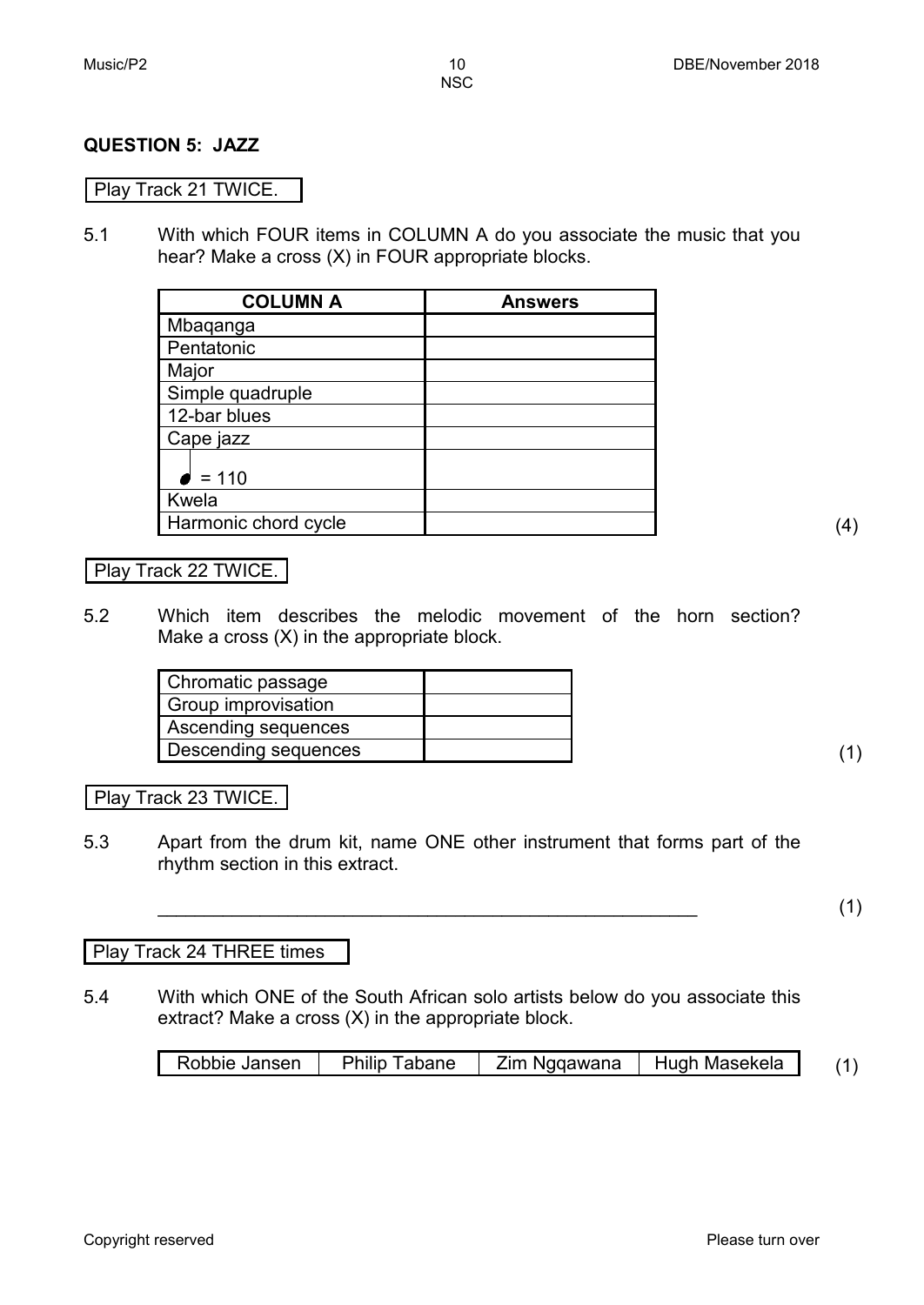## QUESTION 5: JAZZ

Play Track 21 TWICE.

5.1 With which FOUR items in COLUMN A do you associate the music that you hear? Make a cross (X) in FOUR appropriate blocks.

| COLUMN A | Answers |
|---|---|
| Mbaqanga | |
| Pentatonic | |
| Major | |
| Simple quadruple | |
| 12-bar blues | |
| Cape jazz | |
| ♩ = 110 | |
| Kwela | |
| Harmonic chord cycle | |

(4)

Play Track 22 TWICE.

5.2 Which item describes the melodic movement of the horn section? Make a cross (X) in the appropriate block.

| | |
|---|---|
| Chromatic passage | |
| Group improvisation | |
| Ascending sequences | |
| Descending sequences | |

(1)

Play Track 23 TWICE.

5.3 Apart from the drum kit, name ONE other instrument that forms part of the rhythm section in this extract.

_______________________________________________ (1)

Play Track 24 THREE times

5.4 With which ONE of the South African solo artists below do you associate this extract? Make a cross (X) in the appropriate block.

| Robbie Jansen | Philip Tabane | Zim Ngqawana | Hugh Masekela |
|---|---|---|---|

(1)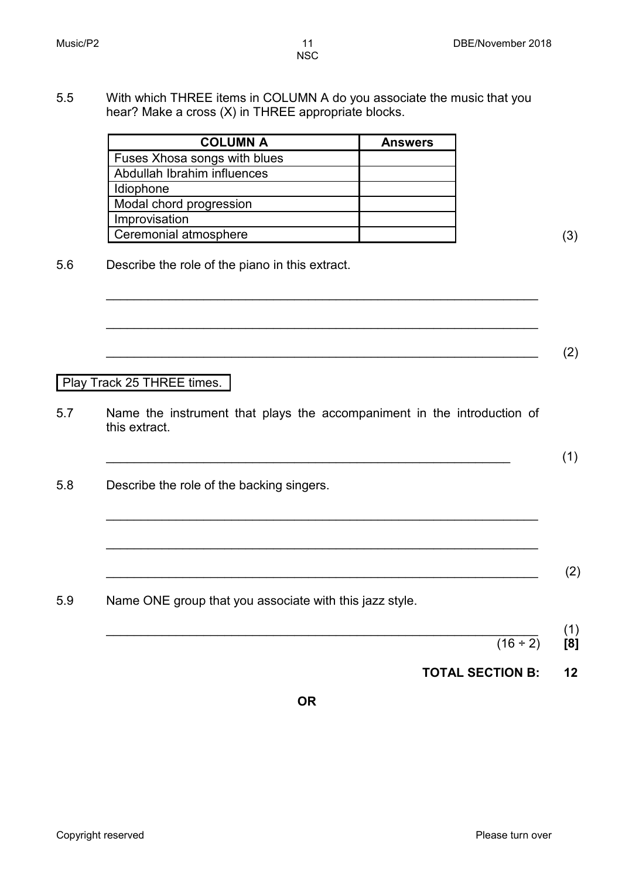5.5 With which THREE items in COLUMN A do you associate the music that you hear? Make a cross (X) in THREE appropriate blocks.

| COLUMN A | Answers |
|---|---|
| Fuses Xhosa songs with blues | |
| Abdullah Ibrahim influences | |
| Idiophone | |
| Modal chord progression | |
| Improvisation | |
| Ceremonial atmosphere | |

(3)

5.6 Describe the role of the piano in this extract.

\_\_\_\_\_\_\_\_\_\_\_\_\_\_\_\_\_\_\_\_\_\_\_\_\_\_\_\_\_\_\_\_\_\_\_\_\_\_\_\_\_\_\_\_\_\_\_\_\_\_\_\_\_\_\_\_\_\_

\_\_\_\_\_\_\_\_\_\_\_\_\_\_\_\_\_\_\_\_\_\_\_\_\_\_\_\_\_\_\_\_\_\_\_\_\_\_\_\_\_\_\_\_\_\_\_\_\_\_\_\_\_\_\_\_\_\_

\_\_\_\_\_\_\_\_\_\_\_\_\_\_\_\_\_\_\_\_\_\_\_\_\_\_\_\_\_\_\_\_\_\_\_\_\_\_\_\_\_\_\_\_\_\_\_\_\_\_\_\_\_\_\_\_\_\_ (2)

Play Track 25 THREE times.

5.7 Name the instrument that plays the accompaniment in the introduction of this extract.

\_\_\_\_\_\_\_\_\_\_\_\_\_\_\_\_\_\_\_\_\_\_\_\_\_\_\_\_\_\_\_\_\_\_\_\_\_\_\_\_\_\_\_\_\_\_\_\_\_\_\_\_\_\_\_\_\_\_ (1)

5.8 Describe the role of the backing singers.

\_\_\_\_\_\_\_\_\_\_\_\_\_\_\_\_\_\_\_\_\_\_\_\_\_\_\_\_\_\_\_\_\_\_\_\_\_\_\_\_\_\_\_\_\_\_\_\_\_\_\_\_\_\_\_\_\_\_

\_\_\_\_\_\_\_\_\_\_\_\_\_\_\_\_\_\_\_\_\_\_\_\_\_\_\_\_\_\_\_\_\_\_\_\_\_\_\_\_\_\_\_\_\_\_\_\_\_\_\_\_\_\_\_\_\_\_

\_\_\_\_\_\_\_\_\_\_\_\_\_\_\_\_\_\_\_\_\_\_\_\_\_\_\_\_\_\_\_\_\_\_\_\_\_\_\_\_\_\_\_\_\_\_\_\_\_\_\_\_\_\_\_\_\_\_ (2)

5.9 Name ONE group that you associate with this jazz style.

\_\_\_\_\_\_\_\_\_\_\_\_\_\_\_\_\_\_\_\_\_\_\_\_\_\_\_\_\_\_\_\_\_\_\_\_\_\_\_\_\_\_\_\_\_\_\_\_\_\_\_\_\_\_\_\_\_\_ (1)

(16 ÷ 2) **[8]**

**TOTAL SECTION B: 12**

**OR**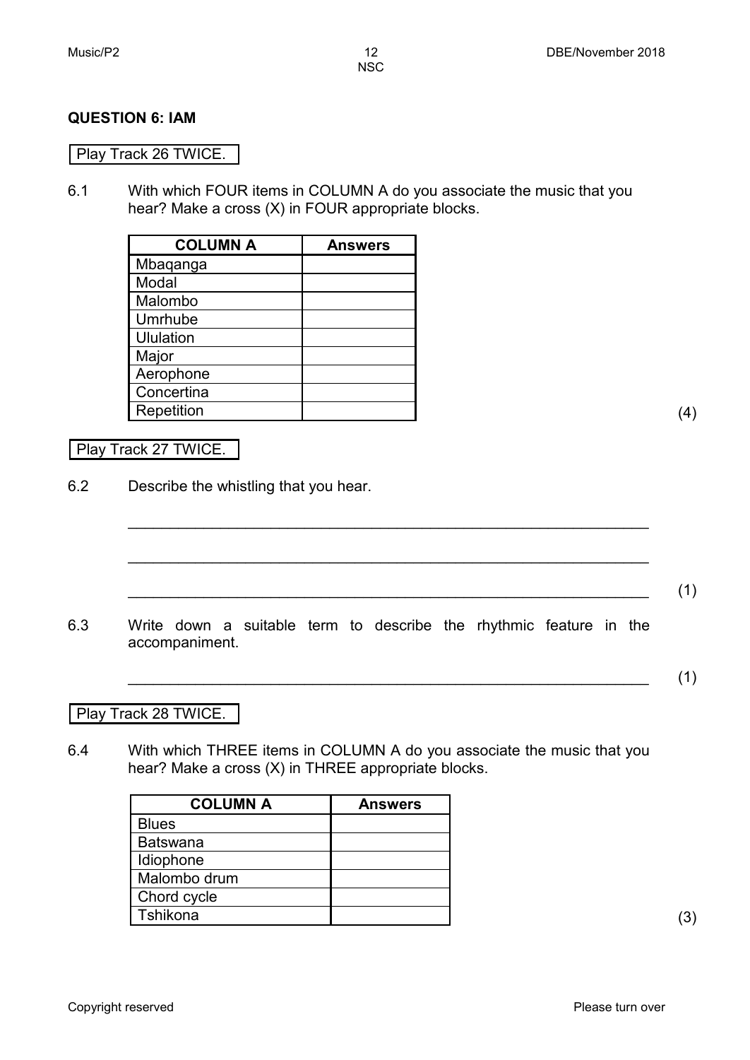## QUESTION 6: IAM

Play Track 26 TWICE.

6.1 With which FOUR items in COLUMN A do you associate the music that you hear? Make a cross (X) in FOUR appropriate blocks.

| COLUMN A | Answers |
|---|---|
| Mbaqanga | |
| Modal | |
| Malombo | |
| Umrhube | |
| Ululation | |
| Major | |
| Aerophone | |
| Concertina | |
| Repetition | |

(4)

Play Track 27 TWICE.

6.2 Describe the whistling that you hear.

\_\_\_\_\_\_\_\_\_\_\_\_\_\_\_\_\_\_\_\_\_\_\_\_\_\_\_\_\_\_\_\_\_\_\_\_\_\_\_\_\_\_\_\_\_\_\_\_\_\_\_\_\_\_\_\_\_\_

\_\_\_\_\_\_\_\_\_\_\_\_\_\_\_\_\_\_\_\_\_\_\_\_\_\_\_\_\_\_\_\_\_\_\_\_\_\_\_\_\_\_\_\_\_\_\_\_\_\_\_\_\_\_\_\_\_\_

\_\_\_\_\_\_\_\_\_\_\_\_\_\_\_\_\_\_\_\_\_\_\_\_\_\_\_\_\_\_\_\_\_\_\_\_\_\_\_\_\_\_\_\_\_\_\_\_\_\_\_\_\_\_\_\_\_\_ (1)

6.3 Write down a suitable term to describe the rhythmic feature in the accompaniment.

\_\_\_\_\_\_\_\_\_\_\_\_\_\_\_\_\_\_\_\_\_\_\_\_\_\_\_\_\_\_\_\_\_\_\_\_\_\_\_\_\_\_\_\_\_\_\_\_\_\_\_\_\_\_\_\_\_\_ (1)

Play Track 28 TWICE.

6.4 With which THREE items in COLUMN A do you associate the music that you hear? Make a cross (X) in THREE appropriate blocks.

| COLUMN A | Answers |
|---|---|
| Blues | |
| Batswana | |
| Idiophone | |
| Malombo drum | |
| Chord cycle | |
| Tshikona | |

(3)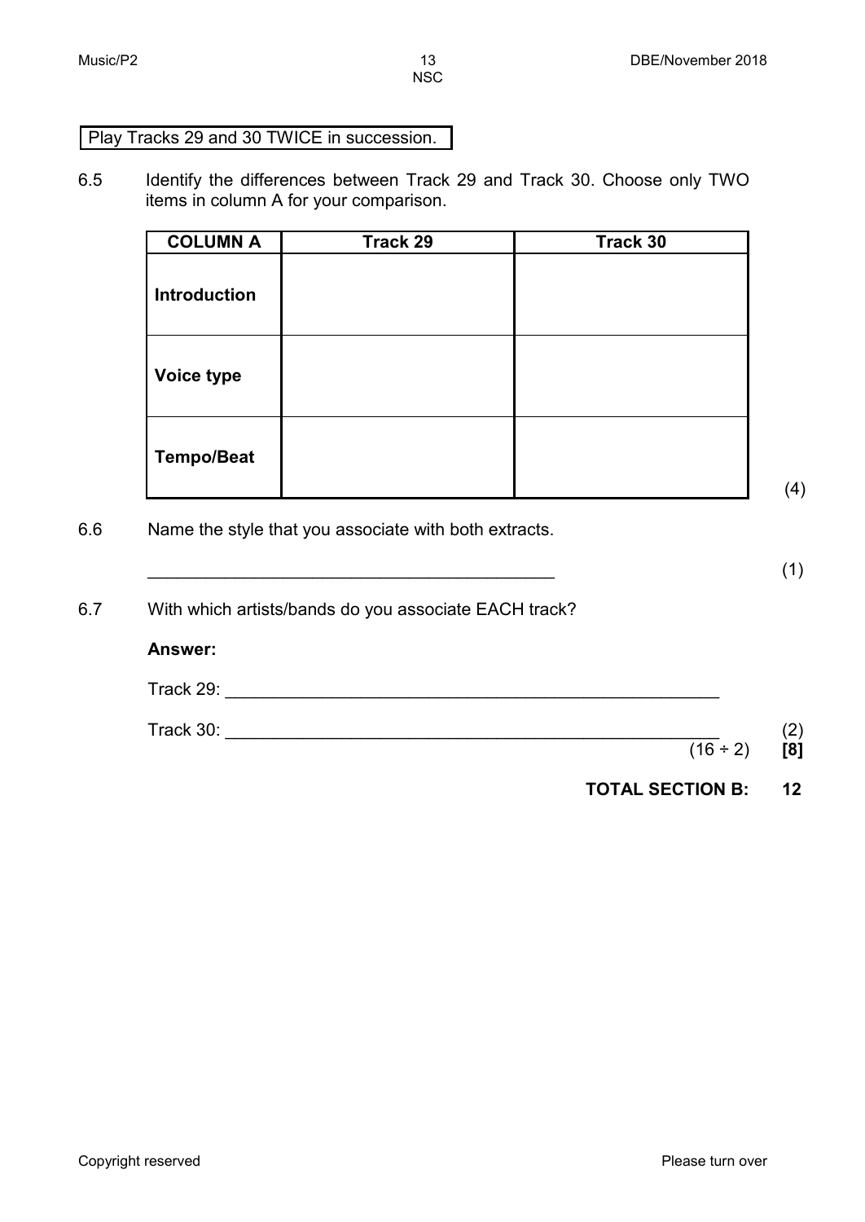Play Tracks 29 and 30 TWICE in succession.

6.5 Identify the differences between Track 29 and Track 30. Choose only TWO items in column A for your comparison.

| COLUMN A | Track 29 | Track 30 |
|---|---|---|
| **Introduction** | | |
| **Voice type** | | |
| **Tempo/Beat** | | |

(4)

6.6 Name the style that you associate with both extracts.

\_\_\_\_\_\_\_\_\_\_\_\_\_\_\_\_\_\_\_\_\_\_\_\_\_\_\_\_\_\_\_\_\_\_\_\_\_\_\_\_\_\_ (1)

6.7 With which artists/bands do you associate EACH track?

**Answer:**

Track 29: \_\_\_\_\_\_\_\_\_\_\_\_\_\_\_\_\_\_\_\_\_\_\_\_\_\_\_\_\_\_\_\_\_\_\_\_\_\_\_\_\_\_\_\_\_\_\_\_\_\_\_

Track 30: \_\_\_\_\_\_\_\_\_\_\_\_\_\_\_\_\_\_\_\_\_\_\_\_\_\_\_\_\_\_\_\_\_\_\_\_\_\_\_\_\_\_\_\_\_\_\_\_\_\_\_ (2)

(16 ÷ 2) **[8]**

**TOTAL SECTION B: 12**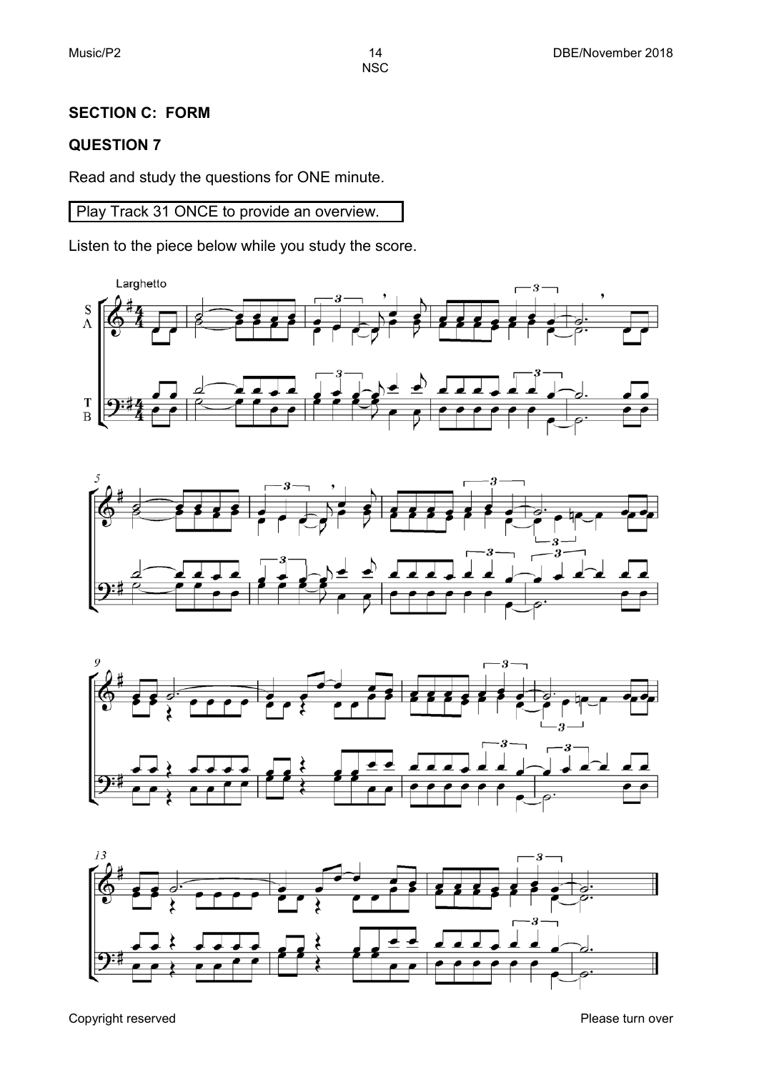## SECTION C: FORM

### QUESTION 7

Read and study the questions for ONE minute.

| Play Track 31 ONCE to provide an overview. |
|---|

Listen to the piece below while you study the score.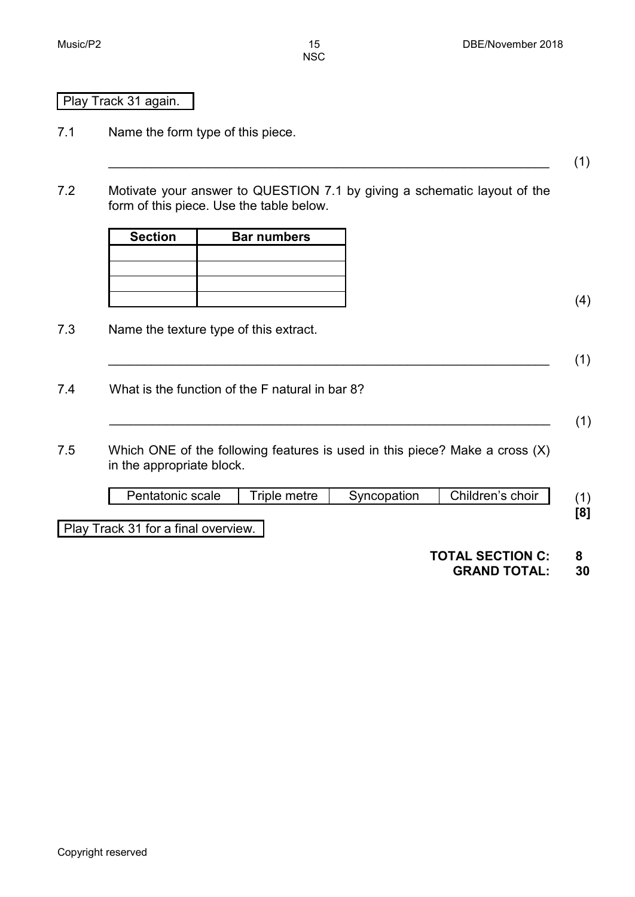Play Track 31 again.

7.1 Name the form type of this piece.

\_\_\_\_\_\_\_\_\_\_\_\_\_\_\_\_\_\_\_\_\_\_\_\_\_\_\_\_\_\_\_\_\_\_\_\_\_\_\_\_\_\_\_\_\_\_\_\_\_\_\_\_\_\_\_\_\_\_ (1)

7.2 Motivate your answer to QUESTION 7.1 by giving a schematic layout of the form of this piece. Use the table below.

| Section | Bar numbers |
|---|---|
| | |
| | |
| | |
| | |

(4)

7.3 Name the texture type of this extract.

\_\_\_\_\_\_\_\_\_\_\_\_\_\_\_\_\_\_\_\_\_\_\_\_\_\_\_\_\_\_\_\_\_\_\_\_\_\_\_\_\_\_\_\_\_\_\_\_\_\_\_\_\_\_\_\_\_\_ (1)

7.4 What is the function of the F natural in bar 8?

\_\_\_\_\_\_\_\_\_\_\_\_\_\_\_\_\_\_\_\_\_\_\_\_\_\_\_\_\_\_\_\_\_\_\_\_\_\_\_\_\_\_\_\_\_\_\_\_\_\_\_\_\_\_\_\_\_\_ (1)

7.5 Which ONE of the following features is used in this piece? Make a cross (X) in the appropriate block.

| Pentatonic scale | Triple metre | Syncopation | Children's choir |
|---|---|---|---|

(1)
**[8]**

Play Track 31 for a final overview.

**TOTAL SECTION C: 8**
**GRAND TOTAL: 30**